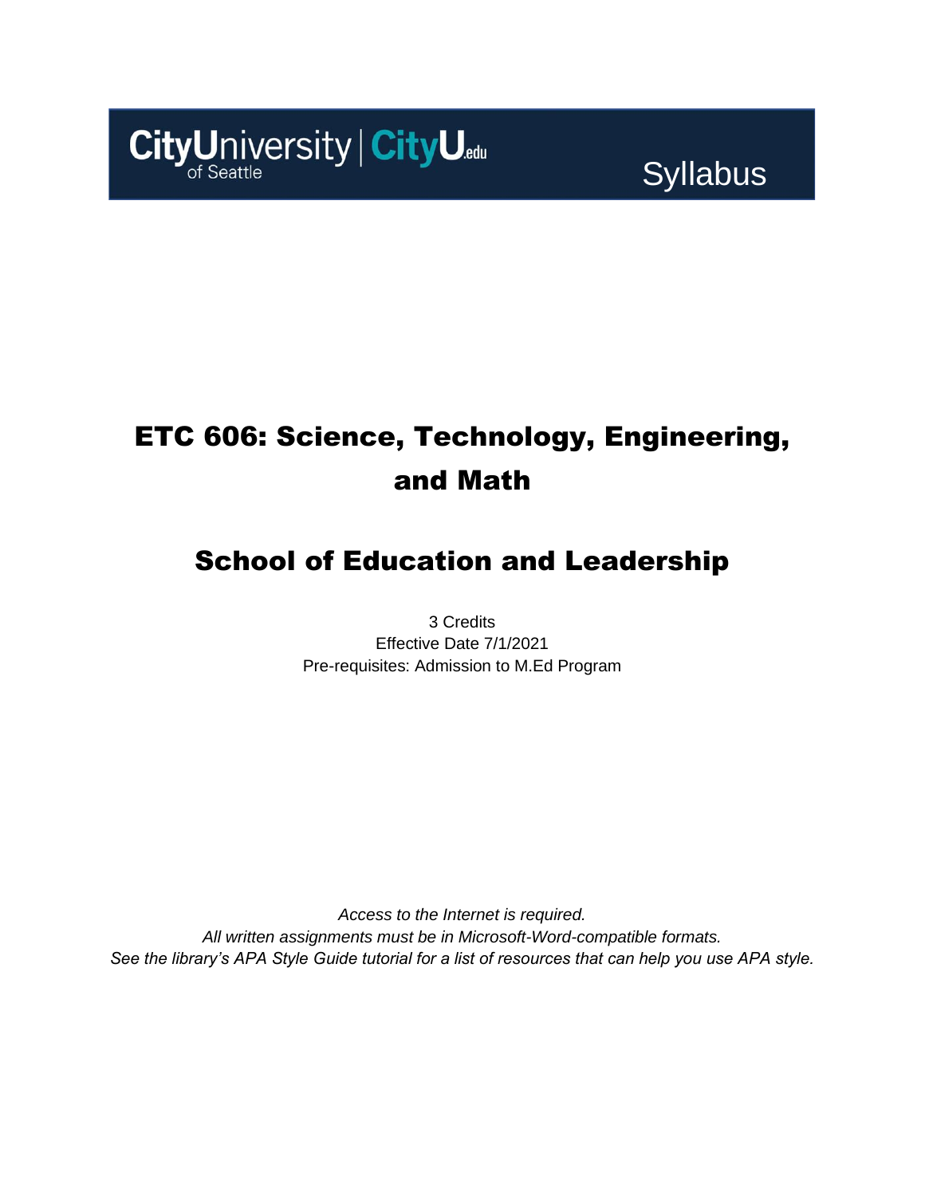CityUniversity of Seattle | CityU.edu

Syllabus

# ETC 606: Science, Technology, Engineering, and Math

## School of Education and Leadership

3 Credits
Effective Date 7/1/2021
Pre-requisites: Admission to M.Ed Program

*Access to the Internet is required.*
*All written assignments must be in Microsoft-Word-compatible formats.*
*See the library's APA Style Guide tutorial for a list of resources that can help you use APA style.*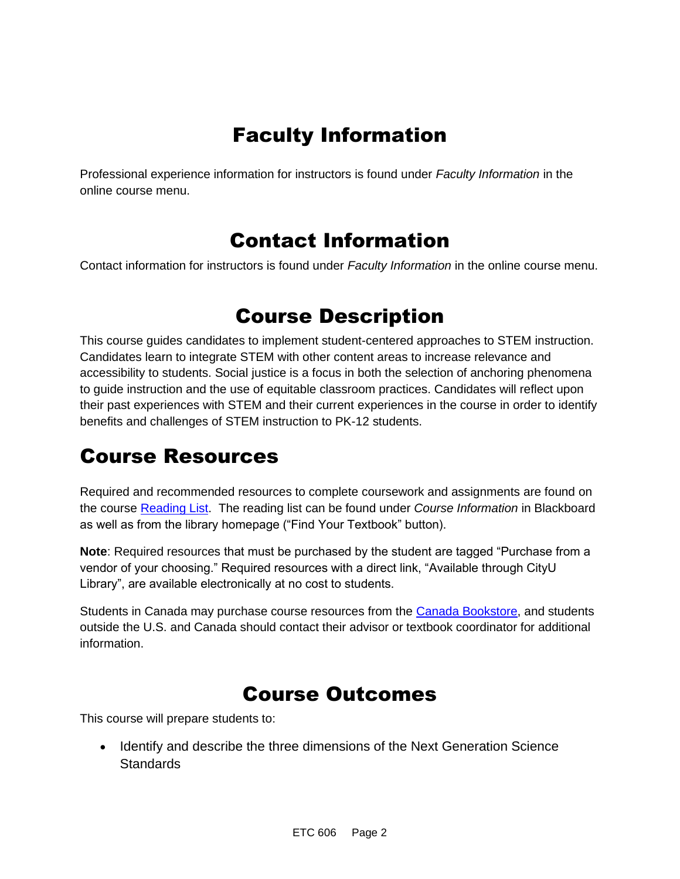# Faculty Information

Professional experience information for instructors is found under *Faculty Information* in the online course menu.

# Contact Information

Contact information for instructors is found under *Faculty Information* in the online course menu.

# Course Description

This course guides candidates to implement student-centered approaches to STEM instruction. Candidates learn to integrate STEM with other content areas to increase relevance and accessibility to students. Social justice is a focus in both the selection of anchoring phenomena to guide instruction and the use of equitable classroom practices. Candidates will reflect upon their past experiences with STEM and their current experiences in the course in order to identify benefits and challenges of STEM instruction to PK-12 students.

# Course Resources

Required and recommended resources to complete coursework and assignments are found on the course Reading List. The reading list can be found under *Course Information* in Blackboard as well as from the library homepage ("Find Your Textbook" button).

**Note**: Required resources that must be purchased by the student are tagged "Purchase from a vendor of your choosing." Required resources with a direct link, "Available through CityU Library", are available electronically at no cost to students.

Students in Canada may purchase course resources from the Canada Bookstore, and students outside the U.S. and Canada should contact their advisor or textbook coordinator for additional information.

# Course Outcomes

This course will prepare students to:

- Identify and describe the three dimensions of the Next Generation Science Standards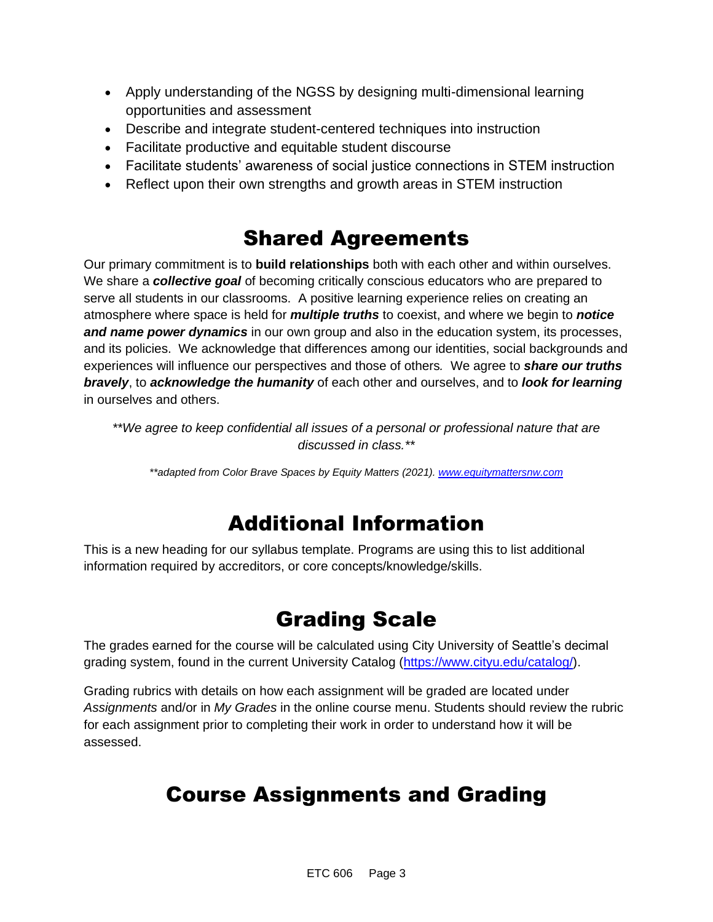- Apply understanding of the NGSS by designing multi-dimensional learning opportunities and assessment
- Describe and integrate student-centered techniques into instruction
- Facilitate productive and equitable student discourse
- Facilitate students' awareness of social justice connections in STEM instruction
- Reflect upon their own strengths and growth areas in STEM instruction

# Shared Agreements

Our primary commitment is to **build relationships** both with each other and within ourselves. We share a ***collective goal*** of becoming critically conscious educators who are prepared to serve all students in our classrooms. A positive learning experience relies on creating an atmosphere where space is held for ***multiple truths*** to coexist, and where we begin to ***notice and name power dynamics*** in our own group and also in the education system, its processes, and its policies. We acknowledge that differences among our identities, social backgrounds and experiences will influence our perspectives and those of others*.* We agree to ***share our truths bravely***, to ***acknowledge the humanity*** of each other and ourselves, and to ***look for learning*** in ourselves and others.

*\*\*We agree to keep confidential all issues of a personal or professional nature that are discussed in class.\*\**

*\*\*adapted from Color Brave Spaces by Equity Matters (2021). [www.equitymattersnw.com](www.equitymattersnw.com)*

# Additional Information

This is a new heading for our syllabus template. Programs are using this to list additional information required by accreditors, or core concepts/knowledge/skills.

# Grading Scale

The grades earned for the course will be calculated using City University of Seattle's decimal grading system, found in the current University Catalog ([https://www.cityu.edu/catalog/](https://www.cityu.edu/catalog/)).

Grading rubrics with details on how each assignment will be graded are located under *Assignments* and/or in *My Grades* in the online course menu. Students should review the rubric for each assignment prior to completing their work in order to understand how it will be assessed.

# Course Assignments and Grading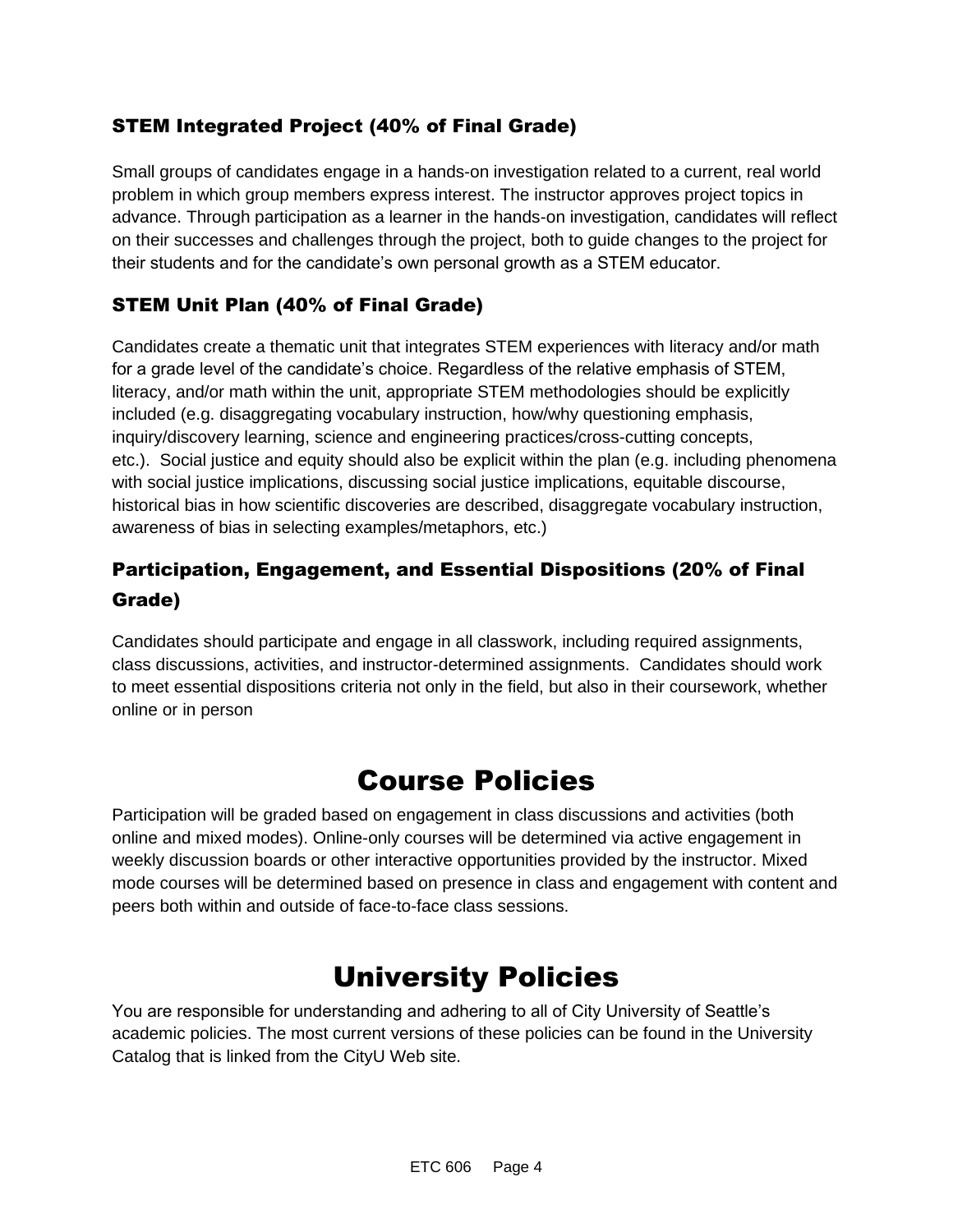### STEM Integrated Project (40% of Final Grade)

Small groups of candidates engage in a hands-on investigation related to a current, real world problem in which group members express interest. The instructor approves project topics in advance. Through participation as a learner in the hands-on investigation, candidates will reflect on their successes and challenges through the project, both to guide changes to the project for their students and for the candidate's own personal growth as a STEM educator.

### STEM Unit Plan (40% of Final Grade)

Candidates create a thematic unit that integrates STEM experiences with literacy and/or math for a grade level of the candidate's choice. Regardless of the relative emphasis of STEM, literacy, and/or math within the unit, appropriate STEM methodologies should be explicitly included (e.g. disaggregating vocabulary instruction, how/why questioning emphasis, inquiry/discovery learning, science and engineering practices/cross-cutting concepts, etc.). Social justice and equity should also be explicit within the plan (e.g. including phenomena with social justice implications, discussing social justice implications, equitable discourse, historical bias in how scientific discoveries are described, disaggregate vocabulary instruction, awareness of bias in selecting examples/metaphors, etc.)

### Participation, Engagement, and Essential Dispositions (20% of Final Grade)

Candidates should participate and engage in all classwork, including required assignments, class discussions, activities, and instructor-determined assignments. Candidates should work to meet essential dispositions criteria not only in the field, but also in their coursework, whether online or in person

# Course Policies

Participation will be graded based on engagement in class discussions and activities (both online and mixed modes). Online-only courses will be determined via active engagement in weekly discussion boards or other interactive opportunities provided by the instructor. Mixed mode courses will be determined based on presence in class and engagement with content and peers both within and outside of face-to-face class sessions.

# University Policies

You are responsible for understanding and adhering to all of City University of Seattle's academic policies. The most current versions of these policies can be found in the University Catalog that is linked from the CityU Web site.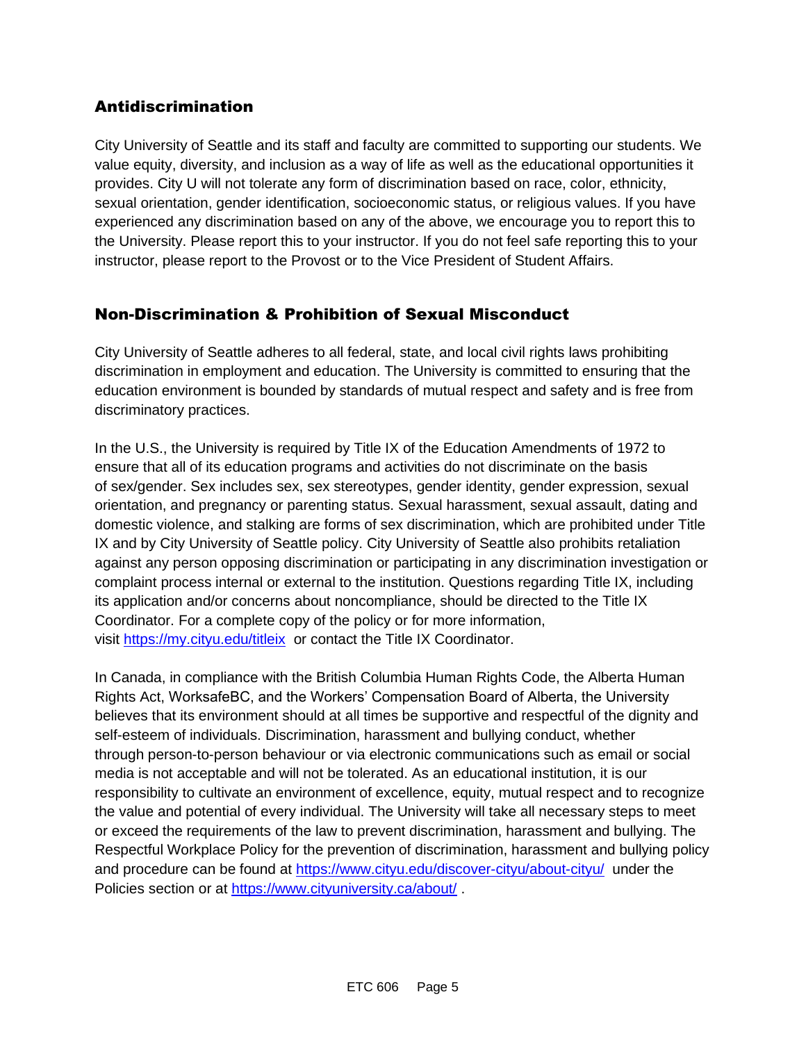## Antidiscrimination

City University of Seattle and its staff and faculty are committed to supporting our students. We value equity, diversity, and inclusion as a way of life as well as the educational opportunities it provides. City U will not tolerate any form of discrimination based on race, color, ethnicity, sexual orientation, gender identification, socioeconomic status, or religious values. If you have experienced any discrimination based on any of the above, we encourage you to report this to the University. Please report this to your instructor. If you do not feel safe reporting this to your instructor, please report to the Provost or to the Vice President of Student Affairs.

## Non-Discrimination & Prohibition of Sexual Misconduct

City University of Seattle adheres to all federal, state, and local civil rights laws prohibiting discrimination in employment and education. The University is committed to ensuring that the education environment is bounded by standards of mutual respect and safety and is free from discriminatory practices.

In the U.S., the University is required by Title IX of the Education Amendments of 1972 to ensure that all of its education programs and activities do not discriminate on the basis of sex/gender. Sex includes sex, sex stereotypes, gender identity, gender expression, sexual orientation, and pregnancy or parenting status. Sexual harassment, sexual assault, dating and domestic violence, and stalking are forms of sex discrimination, which are prohibited under Title IX and by City University of Seattle policy. City University of Seattle also prohibits retaliation against any person opposing discrimination or participating in any discrimination investigation or complaint process internal or external to the institution. Questions regarding Title IX, including its application and/or concerns about noncompliance, should be directed to the Title IX Coordinator. For a complete copy of the policy or for more information, visit https://my.cityu.edu/titleix or contact the Title IX Coordinator.

In Canada, in compliance with the British Columbia Human Rights Code, the Alberta Human Rights Act, WorksafeBC, and the Workers' Compensation Board of Alberta, the University believes that its environment should at all times be supportive and respectful of the dignity and self-esteem of individuals. Discrimination, harassment and bullying conduct, whether through person-to-person behaviour or via electronic communications such as email or social media is not acceptable and will not be tolerated. As an educational institution, it is our responsibility to cultivate an environment of excellence, equity, mutual respect and to recognize the value and potential of every individual. The University will take all necessary steps to meet or exceed the requirements of the law to prevent discrimination, harassment and bullying. The Respectful Workplace Policy for the prevention of discrimination, harassment and bullying policy and procedure can be found at https://www.cityu.edu/discover-cityu/about-cityu/ under the Policies section or at https://www.cityuniversity.ca/about/ .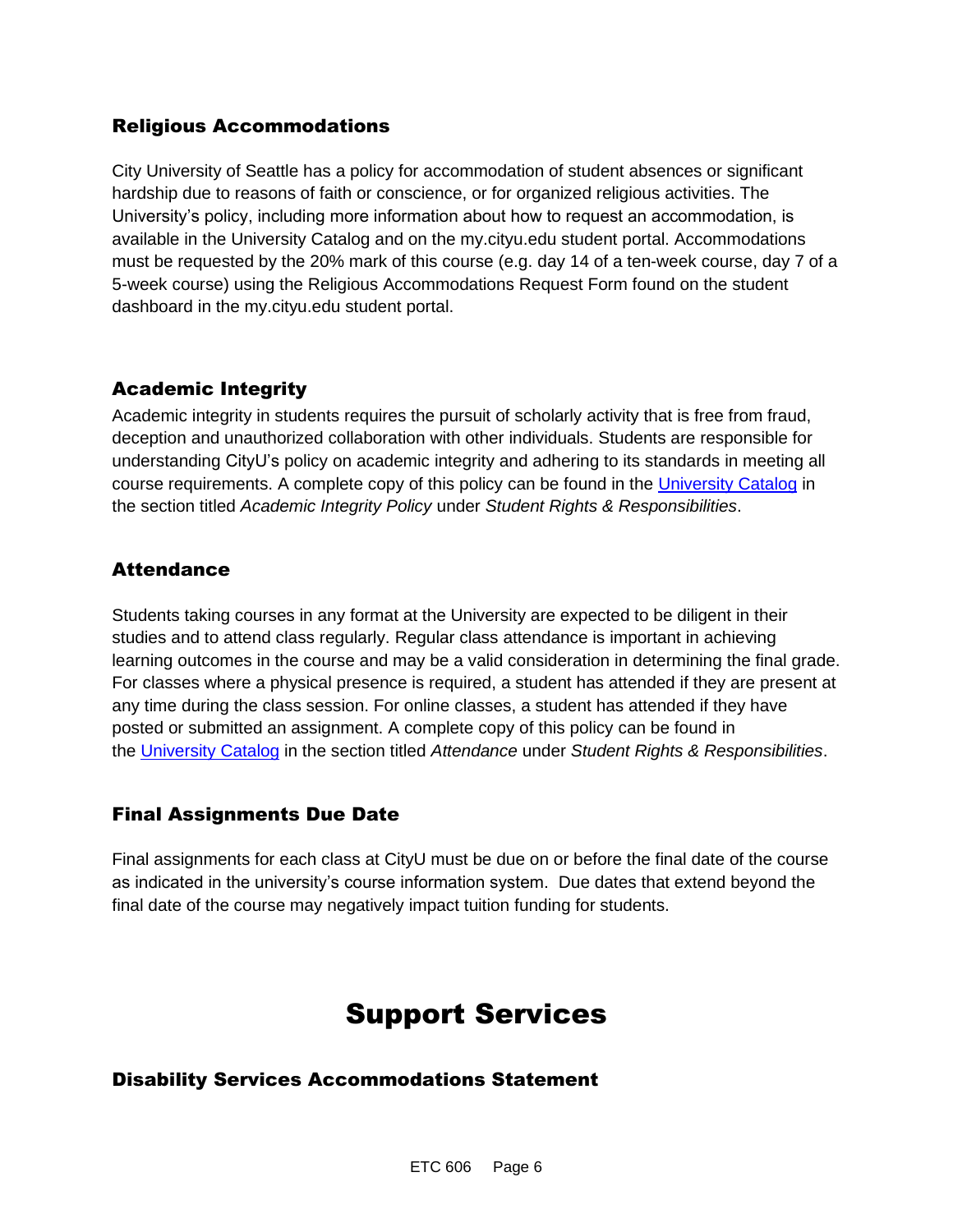### Religious Accommodations

City University of Seattle has a policy for accommodation of student absences or significant hardship due to reasons of faith or conscience, or for organized religious activities. The University's policy, including more information about how to request an accommodation, is available in the University Catalog and on the my.cityu.edu student portal. Accommodations must be requested by the 20% mark of this course (e.g. day 14 of a ten-week course, day 7 of a 5-week course) using the Religious Accommodations Request Form found on the student dashboard in the my.cityu.edu student portal.

### Academic Integrity

Academic integrity in students requires the pursuit of scholarly activity that is free from fraud, deception and unauthorized collaboration with other individuals. Students are responsible for understanding CityU's policy on academic integrity and adhering to its standards in meeting all course requirements. A complete copy of this policy can be found in the University Catalog in the section titled *Academic Integrity Policy* under *Student Rights & Responsibilities*.

### Attendance

Students taking courses in any format at the University are expected to be diligent in their studies and to attend class regularly. Regular class attendance is important in achieving learning outcomes in the course and may be a valid consideration in determining the final grade. For classes where a physical presence is required, a student has attended if they are present at any time during the class session. For online classes, a student has attended if they have posted or submitted an assignment. A complete copy of this policy can be found in the University Catalog in the section titled *Attendance* under *Student Rights & Responsibilities*.

### Final Assignments Due Date

Final assignments for each class at CityU must be due on or before the final date of the course as indicated in the university's course information system. Due dates that extend beyond the final date of the course may negatively impact tuition funding for students.

## Support Services

### Disability Services Accommodations Statement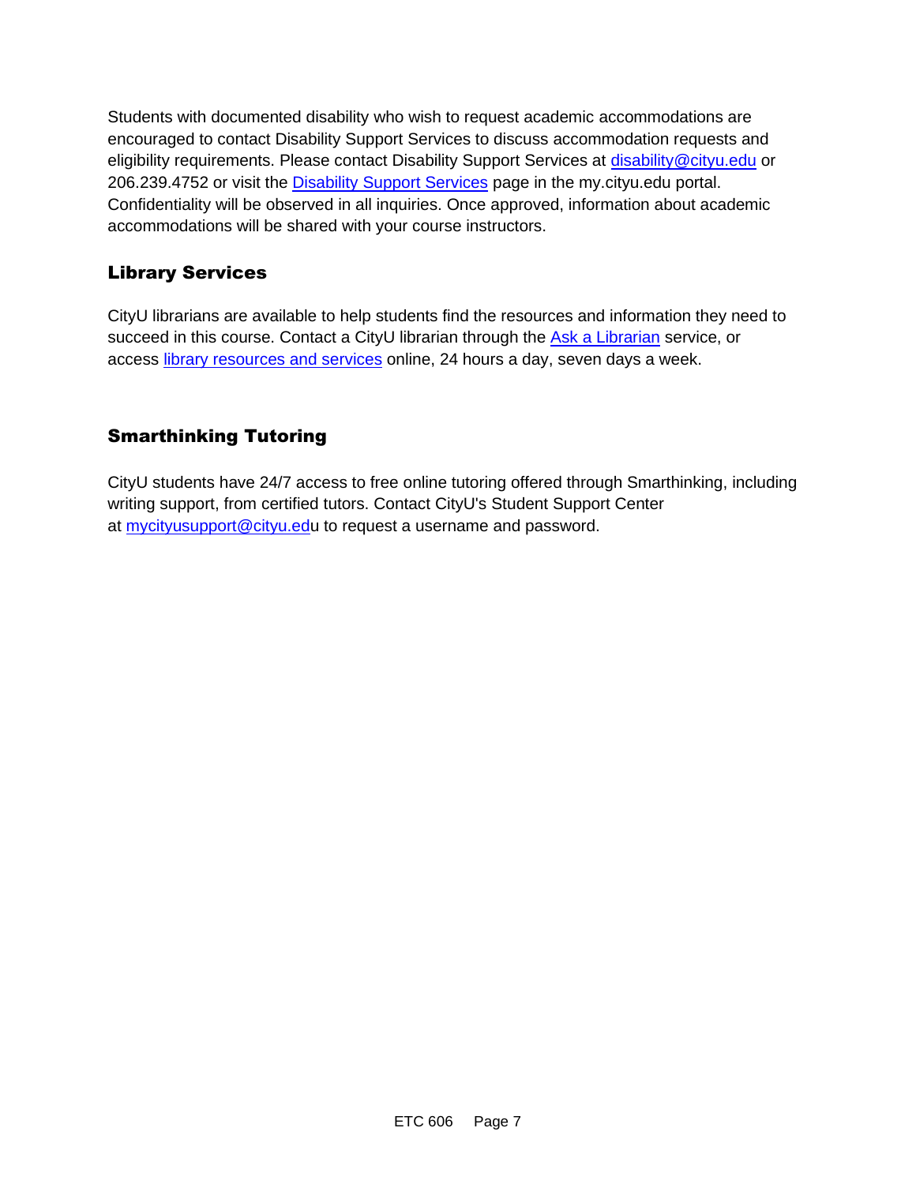Students with documented disability who wish to request academic accommodations are encouraged to contact Disability Support Services to discuss accommodation requests and eligibility requirements. Please contact Disability Support Services at disability@cityu.edu or 206.239.4752 or visit the Disability Support Services page in the my.cityu.edu portal. Confidentiality will be observed in all inquiries. Once approved, information about academic accommodations will be shared with your course instructors.

## Library Services

CityU librarians are available to help students find the resources and information they need to succeed in this course. Contact a CityU librarian through the Ask a Librarian service, or access library resources and services online, 24 hours a day, seven days a week.

## Smarthinking Tutoring

CityU students have 24/7 access to free online tutoring offered through Smarthinking, including writing support, from certified tutors. Contact CityU's Student Support Center at mycityusupport@cityu.edu to request a username and password.